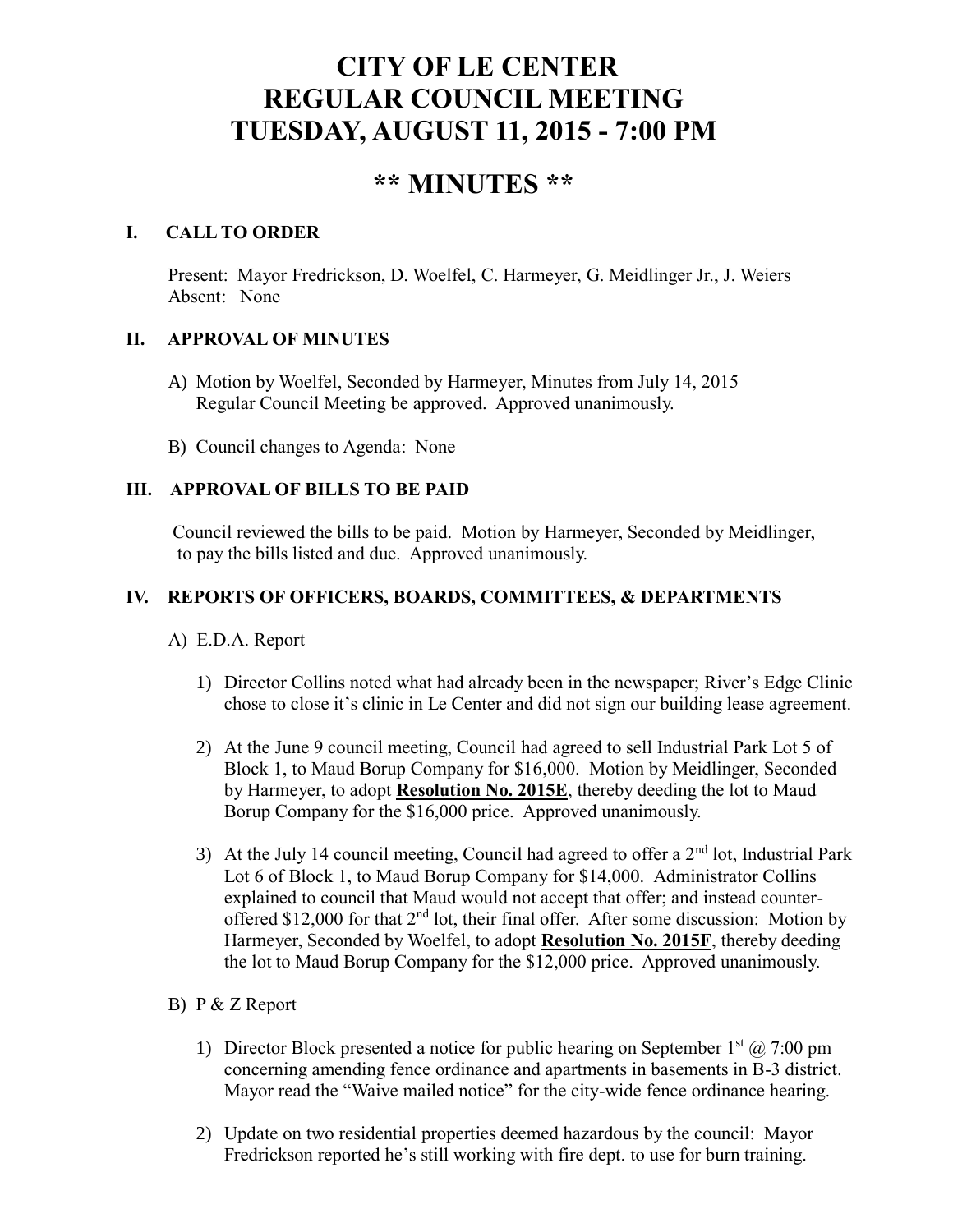# CITY OF LE CENTER
# REGULAR COUNCIL MEETING
# TUESDAY, AUGUST 11, 2015 - 7:00 PM

## ** MINUTES **

### I. CALL TO ORDER

Present: Mayor Fredrickson, D. Woelfel, C. Harmeyer, G. Meidlinger Jr., J. Weiers
Absent: None

### II. APPROVAL OF MINUTES

A) Motion by Woelfel, Seconded by Harmeyer, Minutes from July 14, 2015 Regular Council Meeting be approved. Approved unanimously.

B) Council changes to Agenda: None

### III. APPROVAL OF BILLS TO BE PAID

Council reviewed the bills to be paid. Motion by Harmeyer, Seconded by Meidlinger, to pay the bills listed and due. Approved unanimously.

### IV. REPORTS OF OFFICERS, BOARDS, COMMITTEES, & DEPARTMENTS

A) E.D.A. Report

1) Director Collins noted what had already been in the newspaper; River's Edge Clinic chose to close it's clinic in Le Center and did not sign our building lease agreement.

2) At the June 9 council meeting, Council had agreed to sell Industrial Park Lot 5 of Block 1, to Maud Borup Company for $16,000. Motion by Meidlinger, Seconded by Harmeyer, to adopt **Resolution No. 2015E**, thereby deeding the lot to Maud Borup Company for the $16,000 price. Approved unanimously.

3) At the July 14 council meeting, Council had agreed to offer a 2nd lot, Industrial Park Lot 6 of Block 1, to Maud Borup Company for $14,000. Administrator Collins explained to council that Maud would not accept that offer; and instead counter-offered $12,000 for that 2nd lot, their final offer. After some discussion: Motion by Harmeyer, Seconded by Woelfel, to adopt **Resolution No. 2015F**, thereby deeding the lot to Maud Borup Company for the $12,000 price. Approved unanimously.

B) P & Z Report

1) Director Block presented a notice for public hearing on September 1st @ 7:00 pm concerning amending fence ordinance and apartments in basements in B-3 district. Mayor read the "Waive mailed notice" for the city-wide fence ordinance hearing.

2) Update on two residential properties deemed hazardous by the council: Mayor Fredrickson reported he's still working with fire dept. to use for burn training.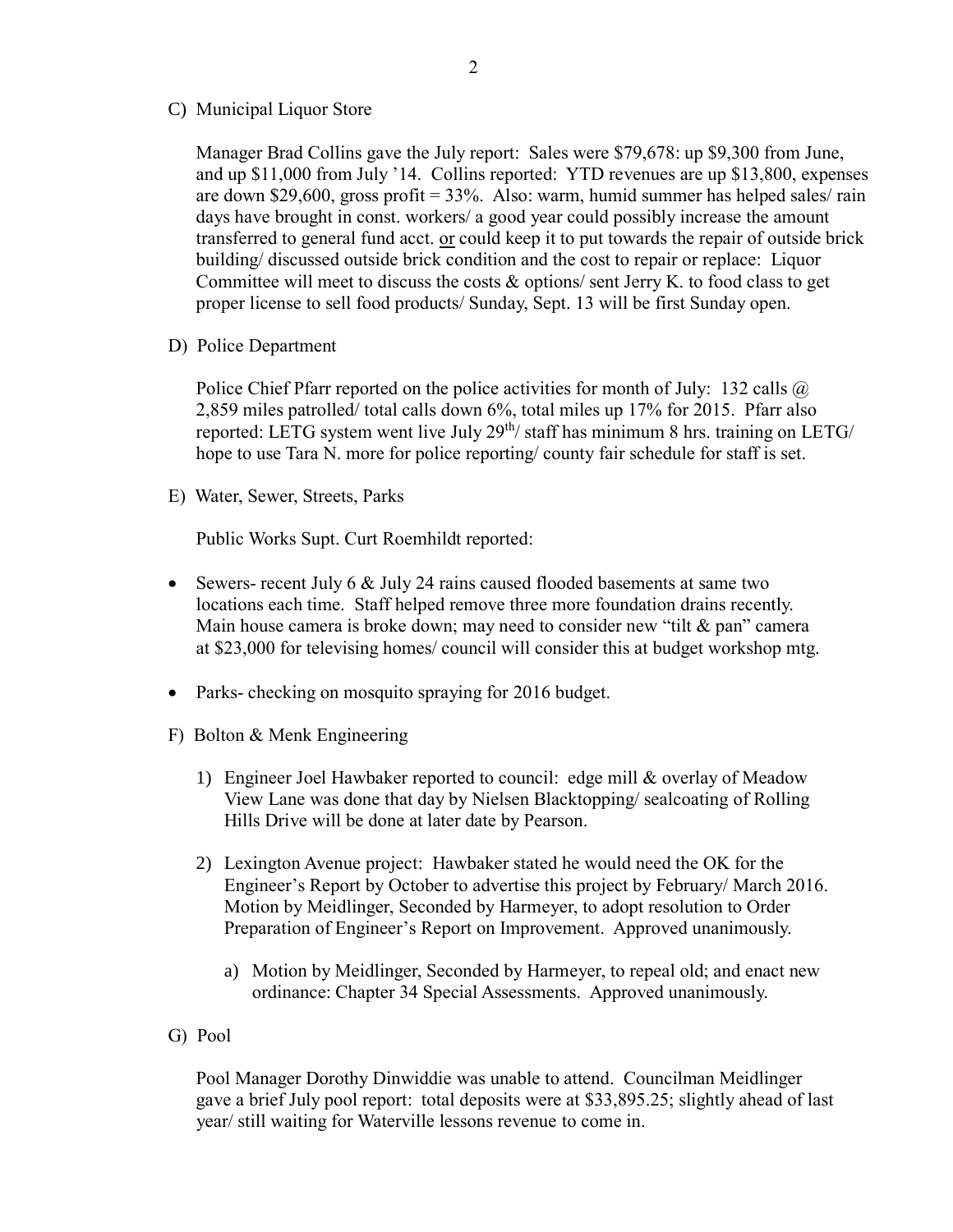C) Municipal Liquor Store

Manager Brad Collins gave the July report: Sales were $79,678: up $9,300 from June, and up $11,000 from July '14. Collins reported: YTD revenues are up $13,800, expenses are down $29,600, gross profit = 33%. Also: warm, humid summer has helped sales/ rain days have brought in const. workers/ a good year could possibly increase the amount transferred to general fund acct. <u>or</u> could keep it to put towards the repair of outside brick building/ discussed outside brick condition and the cost to repair or replace: Liquor Committee will meet to discuss the costs & options/ sent Jerry K. to food class to get proper license to sell food products/ Sunday, Sept. 13 will be first Sunday open.

D) Police Department

Police Chief Pfarr reported on the police activities for month of July: 132 calls @ 2,859 miles patrolled/ total calls down 6%, total miles up 17% for 2015. Pfarr also reported: LETG system went live July 29th/ staff has minimum 8 hrs. training on LETG/ hope to use Tara N. more for police reporting/ county fair schedule for staff is set.

E) Water, Sewer, Streets, Parks

Public Works Supt. Curt Roemhildt reported:

- Sewers- recent July 6 & July 24 rains caused flooded basements at same two locations each time. Staff helped remove three more foundation drains recently. Main house camera is broke down; may need to consider new "tilt & pan" camera at $23,000 for televising homes/ council will consider this at budget workshop mtg.

- Parks- checking on mosquito spraying for 2016 budget.

F) Bolton & Menk Engineering

1) Engineer Joel Hawbaker reported to council: edge mill & overlay of Meadow View Lane was done that day by Nielsen Blacktopping/ sealcoating of Rolling Hills Drive will be done at later date by Pearson.

2) Lexington Avenue project: Hawbaker stated he would need the OK for the Engineer's Report by October to advertise this project by February/ March 2016. Motion by Meidlinger, Seconded by Harmeyer, to adopt resolution to Order Preparation of Engineer's Report on Improvement. Approved unanimously.

   a) Motion by Meidlinger, Seconded by Harmeyer, to repeal old; and enact new ordinance: Chapter 34 Special Assessments. Approved unanimously.

G) Pool

Pool Manager Dorothy Dinwiddie was unable to attend. Councilman Meidlinger gave a brief July pool report: total deposits were at $33,895.25; slightly ahead of last year/ still waiting for Waterville lessons revenue to come in.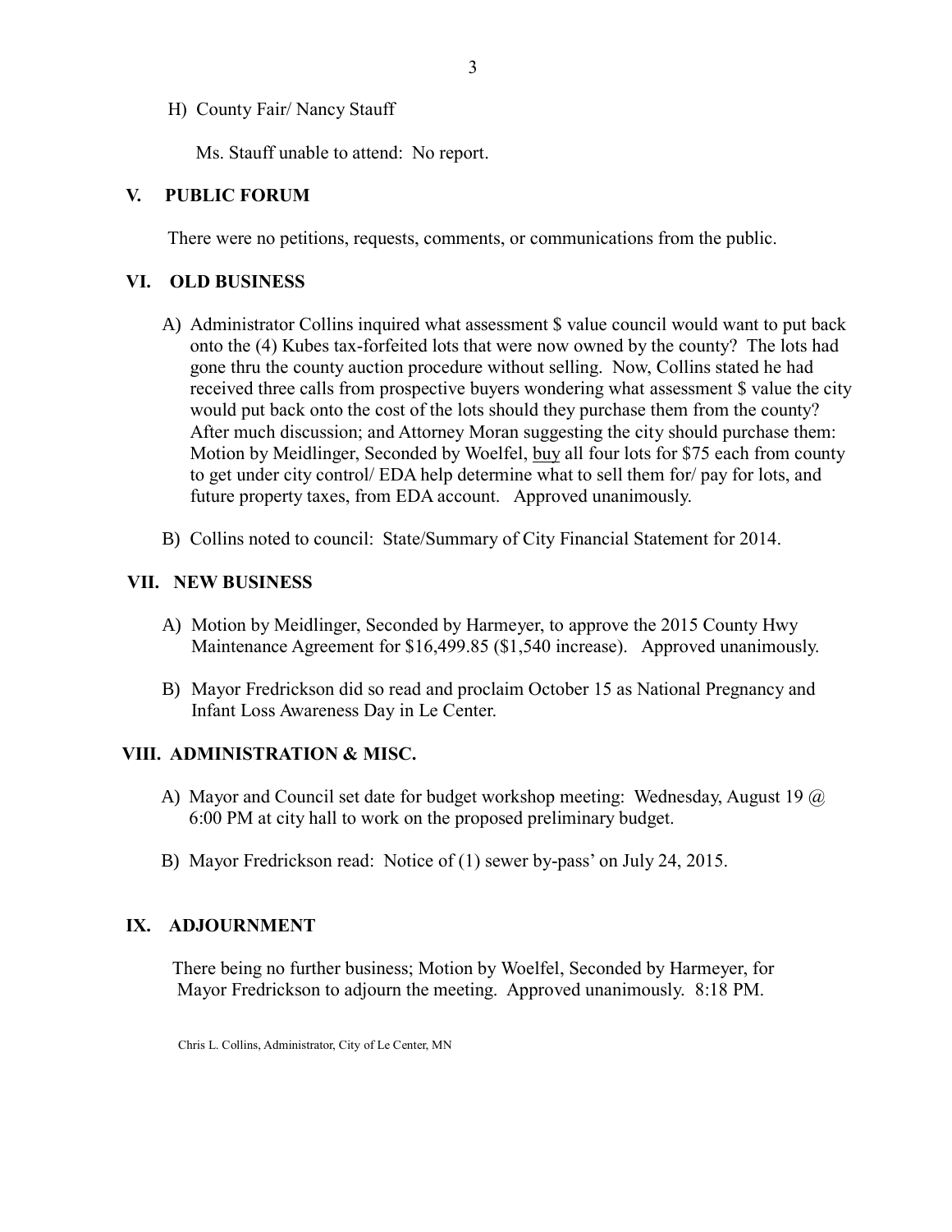H) County Fair/ Nancy Stauff

Ms. Stauff unable to attend: No report.

## V. PUBLIC FORUM

There were no petitions, requests, comments, or communications from the public.

## VI. OLD BUSINESS

A) Administrator Collins inquired what assessment $ value council would want to put back onto the (4) Kubes tax-forfeited lots that were now owned by the county? The lots had gone thru the county auction procedure without selling. Now, Collins stated he had received three calls from prospective buyers wondering what assessment $ value the city would put back onto the cost of the lots should they purchase them from the county? After much discussion; and Attorney Moran suggesting the city should purchase them: Motion by Meidlinger, Seconded by Woelfel, <u>buy</u> all four lots for $75 each from county to get under city control/ EDA help determine what to sell them for/ pay for lots, and future property taxes, from EDA account. Approved unanimously.

B) Collins noted to council: State/Summary of City Financial Statement for 2014.

## VII. NEW BUSINESS

A) Motion by Meidlinger, Seconded by Harmeyer, to approve the 2015 County Hwy Maintenance Agreement for $16,499.85 ($1,540 increase). Approved unanimously.

B) Mayor Fredrickson did so read and proclaim October 15 as National Pregnancy and Infant Loss Awareness Day in Le Center.

## VIII. ADMINISTRATION & MISC.

A) Mayor and Council set date for budget workshop meeting: Wednesday, August 19 @ 6:00 PM at city hall to work on the proposed preliminary budget.

B) Mayor Fredrickson read: Notice of (1) sewer by-pass' on July 24, 2015.

## IX. ADJOURNMENT

There being no further business; Motion by Woelfel, Seconded by Harmeyer, for Mayor Fredrickson to adjourn the meeting. Approved unanimously. 8:18 PM.

Chris L. Collins, Administrator, City of Le Center, MN